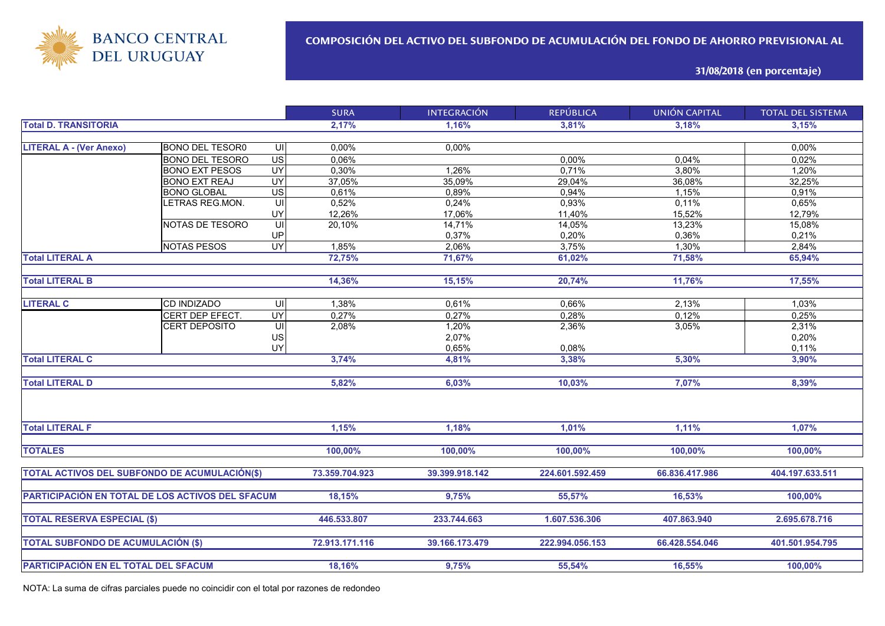BANCO CENTRAL DEL URUGUAY

# COMPOSICIÓN DEL ACTIVO DEL SUBFONDO DE ACUMULACIÓN DEL FONDO DE AHORRO PREVISIONAL AL

## 31/08/2018 (en porcentaje)

| | | | SURA | INTEGRACIÓN | REPÚBLICA | UNIÓN CAPITAL | TOTAL DEL SISTEMA |
|---|---|---|---|---|---|---|---|
| **Total D. TRANSITORIA** | | | **2,17%** | **1,16%** | **3,81%** | **3,18%** | **3,15%** |
| **LITERAL A - (Ver Anexo)** | BONO DEL TESOR0 | UI | 0,00% | 0,00% | | | 0,00% |
| | BONO DEL TESORO | US | 0,06% | | 0,00% | 0,04% | 0,02% |
| | BONO EXT PESOS | UY | 0,30% | 1,26% | 0,71% | 3,80% | 1,20% |
| | BONO EXT REAJ | UY | 37,05% | 35,09% | 29,04% | 36,08% | 32,25% |
| | BONO GLOBAL | US | 0,61% | 0,89% | 0,94% | 1,15% | 0,91% |
| | LETRAS REG.MON. | UI | 0,52% | 0,24% | 0,93% | 0,11% | 0,65% |
| | | UY | 12,26% | 17,06% | 11,40% | 15,52% | 12,79% |
| | NOTAS DE TESORO | UI | 20,10% | 14,71% | 14,05% | 13,23% | 15,08% |
| | | UP | | 0,37% | 0,20% | 0,36% | 0,21% |
| | NOTAS PESOS | UY | 1,85% | 2,06% | 3,75% | 1,30% | 2,84% |
| **Total LITERAL A** | | | **72,75%** | **71,67%** | **61,02%** | **71,58%** | **65,94%** |
| **Total LITERAL B** | | | **14,36%** | **15,15%** | **20,74%** | **11,76%** | **17,55%** |
| **LITERAL C** | CD INDIZADO | UI | 1,38% | 0,61% | 0,66% | 2,13% | 1,03% |
| | CERT DEP EFECT. | UY | 0,27% | 0,27% | 0,28% | 0,12% | 0,25% |
| | CERT DEPOSITO | UI | 2,08% | 1,20% | 2,36% | 3,05% | 2,31% |
| | | US | | 2,07% | | | 0,20% |
| | | UY | | 0,65% | 0,08% | | 0,11% |
| **Total LITERAL C** | | | **3,74%** | **4,81%** | **3,38%** | **5,30%** | **3,90%** |
| **Total LITERAL D** | | | **5,82%** | **6,03%** | **10,03%** | **7,07%** | **8,39%** |
| **Total LITERAL F** | | | **1,15%** | **1,18%** | **1,01%** | **1,11%** | **1,07%** |
| **TOTALES** | | | **100,00%** | **100,00%** | **100,00%** | **100,00%** | **100,00%** |
| **TOTAL ACTIVOS DEL SUBFONDO DE ACUMULACIÓN($)** | | | **73.359.704.923** | **39.399.918.142** | **224.601.592.459** | **66.836.417.986** | **404.197.633.511** |
| **PARTICIPACIÓN EN TOTAL DE LOS ACTIVOS DEL SFACUM** | | | **18,15%** | **9,75%** | **55,57%** | **16,53%** | **100,00%** |
| **TOTAL RESERVA ESPECIAL ($)** | | | **446.533.807** | **233.744.663** | **1.607.536.306** | **407.863.940** | **2.695.678.716** |
| **TOTAL SUBFONDO DE ACUMULACIÓN ($)** | | | **72.913.171.116** | **39.166.173.479** | **222.994.056.153** | **66.428.554.046** | **401.501.954.795** |
| **PARTICIPACIÓN EN EL TOTAL DEL SFACUM** | | | **18,16%** | **9,75%** | **55,54%** | **16,55%** | **100,00%** |

NOTA: La suma de cifras parciales puede no coincidir con el total por razones de redondeo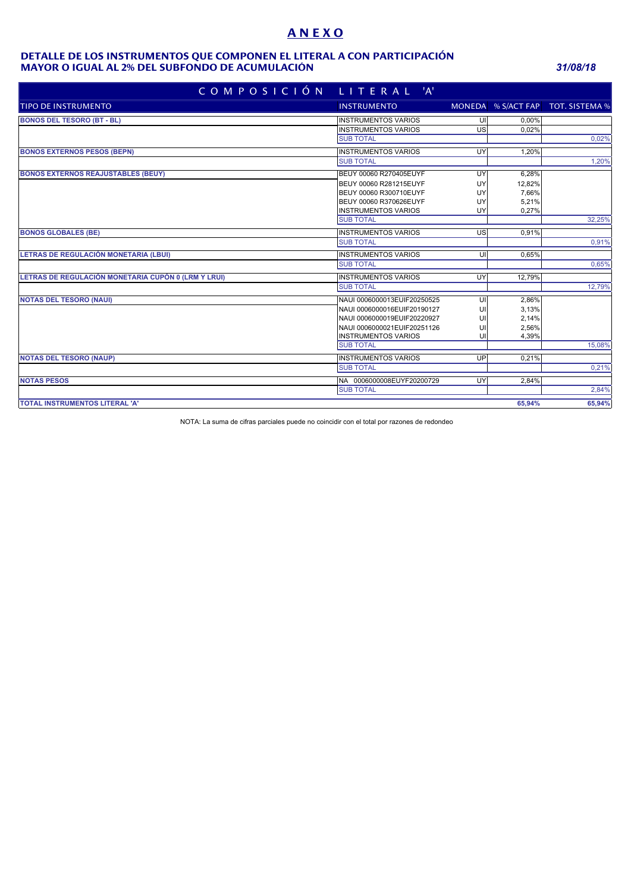# ANEXO

## DETALLE DE LOS INSTRUMENTOS QUE COMPONEN EL LITERAL A CON PARTICIPACIÓN MAYOR O IGUAL AL 2% DEL SUBFONDO DE ACUMULACIÓN

*31/08/18*

| COMPOSICIÓN LITERAL 'A' | | | | |
|---|---|---|---|---|
| TIPO DE INSTRUMENTO | INSTRUMENTO | MONEDA | % S/ACT FAP | TOT. SISTEMA % |
| **BONOS DEL TESORO (BT - BL)** | INSTRUMENTOS VARIOS | UI | 0,00% | |
| | INSTRUMENTOS VARIOS | US | 0,02% | |
| | SUB TOTAL | | | 0,02% |
| **BONOS EXTERNOS PESOS (BEPN)** | INSTRUMENTOS VARIOS | UY | 1,20% | |
| | SUB TOTAL | | | 1,20% |
| **BONOS EXTERNOS REAJUSTABLES (BEUY)** | BEUY 00060 R270405EUYF | UY | 6,28% | |
| | BEUY 00060 R281215EUYF | UY | 12,82% | |
| | BEUY 00060 R300710EUYF | UY | 7,66% | |
| | BEUY 00060 R370626EUYF | UY | 5,21% | |
| | INSTRUMENTOS VARIOS | UY | 0,27% | |
| | SUB TOTAL | | | 32,25% |
| **BONOS GLOBALES (BE)** | INSTRUMENTOS VARIOS | US | 0,91% | |
| | SUB TOTAL | | | 0,91% |
| **LETRAS DE REGULACIÓN MONETARIA (LBUI)** | INSTRUMENTOS VARIOS | UI | 0,65% | |
| | SUB TOTAL | | | 0,65% |
| **LETRAS DE REGULACIÓN MONETARIA CUPÓN 0 (LRM Y LRUI)** | INSTRUMENTOS VARIOS | UY | 12,79% | |
| | SUB TOTAL | | | 12,79% |
| **NOTAS DEL TESORO (NAUI)** | NAUI 0006000013EUIF20250525 | UI | 2,86% | |
| | NAUI 0006000016EUIF20190127 | UI | 3,13% | |
| | NAUI 0006000019EUIF20220927 | UI | 2,14% | |
| | NAUI 0006000021EUIF20251126 | UI | 2,56% | |
| | INSTRUMENTOS VARIOS | UI | 4,39% | |
| | SUB TOTAL | | | 15,08% |
| **NOTAS DEL TESORO (NAUP)** | INSTRUMENTOS VARIOS | UP | 0,21% | |
| | SUB TOTAL | | | 0,21% |
| **NOTAS PESOS** | NA 0006000008EUYF20200729 | UY | 2,84% | |
| | SUB TOTAL | | | 2,84% |
| **TOTAL INSTRUMENTOS LITERAL 'A'** | | | **65,94%** | **65,94%** |

NOTA: La suma de cifras parciales puede no coincidir con el total por razones de redondeo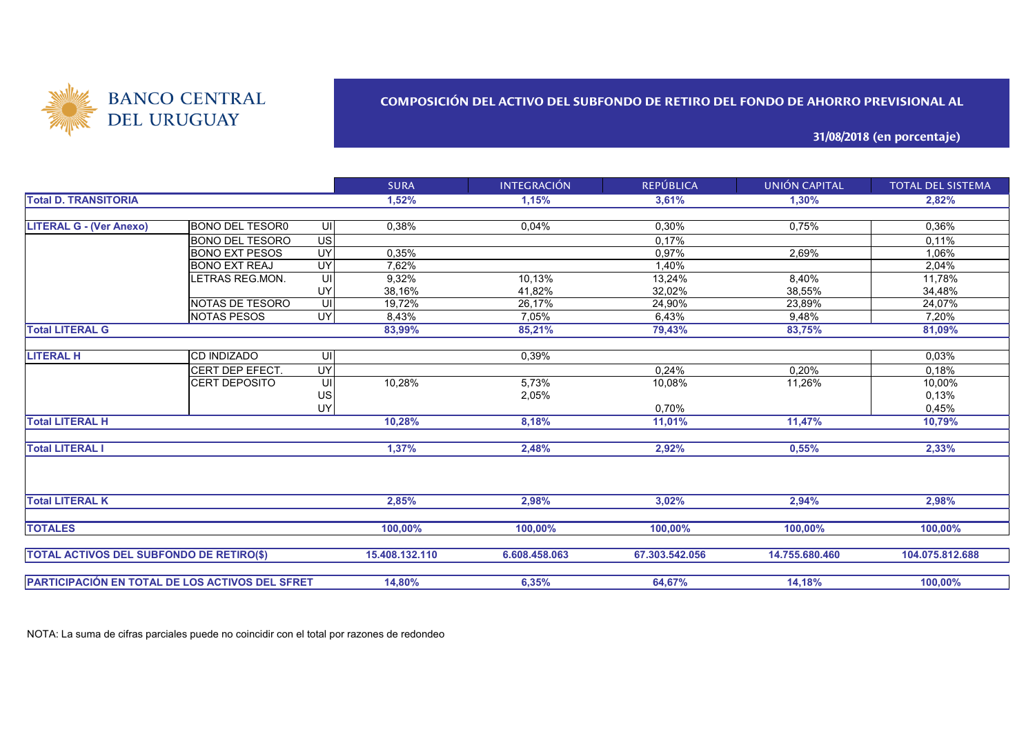BANCO CENTRAL DEL URUGUAY

## COMPOSICIÓN DEL ACTIVO DEL SUBFONDO DE RETIRO DEL FONDO DE AHORRO PREVISIONAL AL

**31/08/2018 (en porcentaje)**

| | | | SURA | INTEGRACIÓN | REPÚBLICA | UNIÓN CAPITAL | TOTAL DEL SISTEMA |
|---|---|---|---|---|---|---|---|
| **Total D. TRANSITORIA** | | | **1,52%** | **1,15%** | **3,61%** | **1,30%** | **2,82%** |
| **LITERAL G - (Ver Anexo)** | BONO DEL TESOR0 | UI | 0,38% | 0,04% | 0,30% | 0,75% | 0,36% |
| | BONO DEL TESORO | US | | | 0,17% | | 0,11% |
| | BONO EXT PESOS | UY | 0,35% | | 0,97% | 2,69% | 1,06% |
| | BONO EXT REAJ | UY | 7,62% | | 1,40% | | 2,04% |
| | LETRAS REG.MON. | UI | 9,32% | 10,13% | 13,24% | 8,40% | 11,78% |
| | | UY | 38,16% | 41,82% | 32,02% | 38,55% | 34,48% |
| | NOTAS DE TESORO | UI | 19,72% | 26,17% | 24,90% | 23,89% | 24,07% |
| | NOTAS PESOS | UY | 8,43% | 7,05% | 6,43% | 9,48% | 7,20% |
| **Total LITERAL G** | | | **83,99%** | **85,21%** | **79,43%** | **83,75%** | **81,09%** |
| **LITERAL H** | CD INDIZADO | UI | | 0,39% | | | 0,03% |
| | CERT DEP EFECT. | UY | | | 0,24% | 0,20% | 0,18% |
| | CERT DEPOSITO | UI | 10,28% | 5,73% | 10,08% | 11,26% | 10,00% |
| | | US | | 2,05% | | | 0,13% |
| | | UY | | | 0,70% | | 0,45% |
| **Total LITERAL H** | | | **10,28%** | **8,18%** | **11,01%** | **11,47%** | **10,79%** |
| **Total LITERAL I** | | | **1,37%** | **2,48%** | **2,92%** | **0,55%** | **2,33%** |
| **Total LITERAL K** | | | **2,85%** | **2,98%** | **3,02%** | **2,94%** | **2,98%** |
| **TOTALES** | | | **100,00%** | **100,00%** | **100,00%** | **100,00%** | **100,00%** |
| **TOTAL ACTIVOS DEL SUBFONDO DE RETIRO($)** | | | **15.408.132.110** | **6.608.458.063** | **67.303.542.056** | **14.755.680.460** | **104.075.812.688** |
| **PARTICIPACIÓN EN TOTAL DE LOS ACTIVOS DEL SFRET** | | | **14,80%** | **6,35%** | **64,67%** | **14,18%** | **100,00%** |

NOTA: La suma de cifras parciales puede no coincidir con el total por razones de redondeo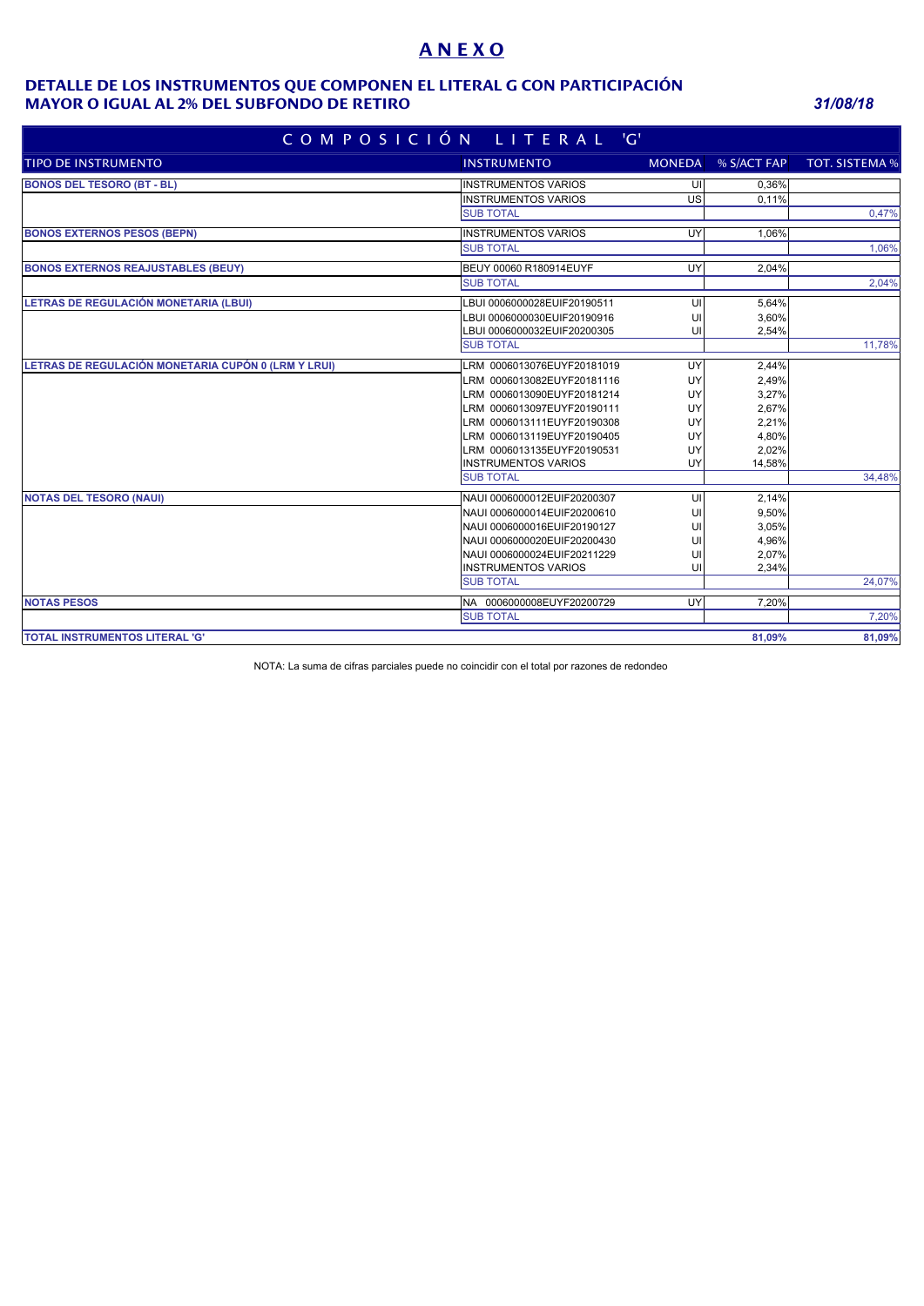# ANEXO

## DETALLE DE LOS INSTRUMENTOS QUE COMPONEN EL LITERAL G CON PARTICIPACIÓN MAYOR O IGUAL AL 2% DEL SUBFONDO DE RETIRO

*31/08/18*

| COMPOSICIÓN LITERAL 'G' | | | | |
|---|---|---|---|---|
| **TIPO DE INSTRUMENTO** | **INSTRUMENTO** | **MONEDA** | **% S/ACT FAP** | **TOT. SISTEMA %** |
| **BONOS DEL TESORO (BT - BL)** | INSTRUMENTOS VARIOS | UI | 0,36% | |
| | INSTRUMENTOS VARIOS | US | 0,11% | |
| | SUB TOTAL | | | 0,47% |
| **BONOS EXTERNOS PESOS (BEPN)** | INSTRUMENTOS VARIOS | UY | 1,06% | |
| | SUB TOTAL | | | 1,06% |
| **BONOS EXTERNOS REAJUSTABLES (BEUY)** | BEUY 00060 R180914EUYF | UY | 2,04% | |
| | SUB TOTAL | | | 2,04% |
| **LETRAS DE REGULACIÓN MONETARIA (LBUI)** | LBUI 0006000028EUIF20190511 | UI | 5,64% | |
| | LBUI 0006000030EUIF20190916 | UI | 3,60% | |
| | LBUI 0006000032EUIF20200305 | UI | 2,54% | |
| | SUB TOTAL | | | 11,78% |
| **LETRAS DE REGULACIÓN MONETARIA CUPÓN 0 (LRM Y LRUI)** | LRM 0006013076EUYF20181019 | UY | 2,44% | |
| | LRM 0006013082EUYF20181116 | UY | 2,49% | |
| | LRM 0006013090EUYF20181214 | UY | 3,27% | |
| | LRM 0006013097EUYF20190111 | UY | 2,67% | |
| | LRM 0006013111EUYF20190308 | UY | 2,21% | |
| | LRM 0006013119EUYF20190405 | UY | 4,80% | |
| | LRM 0006013135EUYF20190531 | UY | 2,02% | |
| | INSTRUMENTOS VARIOS | UY | 14,58% | |
| | SUB TOTAL | | | 34,48% |
| **NOTAS DEL TESORO (NAUI)** | NAUI 0006000012EUIF20200307 | UI | 2,14% | |
| | NAUI 0006000014EUIF20200610 | UI | 9,50% | |
| | NAUI 0006000016EUIF20190127 | UI | 3,05% | |
| | NAUI 0006000020EUIF20200430 | UI | 4,96% | |
| | NAUI 0006000024EUIF20211229 | UI | 2,07% | |
| | INSTRUMENTOS VARIOS | UI | 2,34% | |
| | SUB TOTAL | | | 24,07% |
| **NOTAS PESOS** | NA 0006000008EUYF20200729 | UY | 7,20% | |
| | SUB TOTAL | | | 7,20% |
| **TOTAL INSTRUMENTOS LITERAL 'G'** | | | **81,09%** | **81,09%** |

NOTA: La suma de cifras parciales puede no coincidir con el total por razones de redondeo